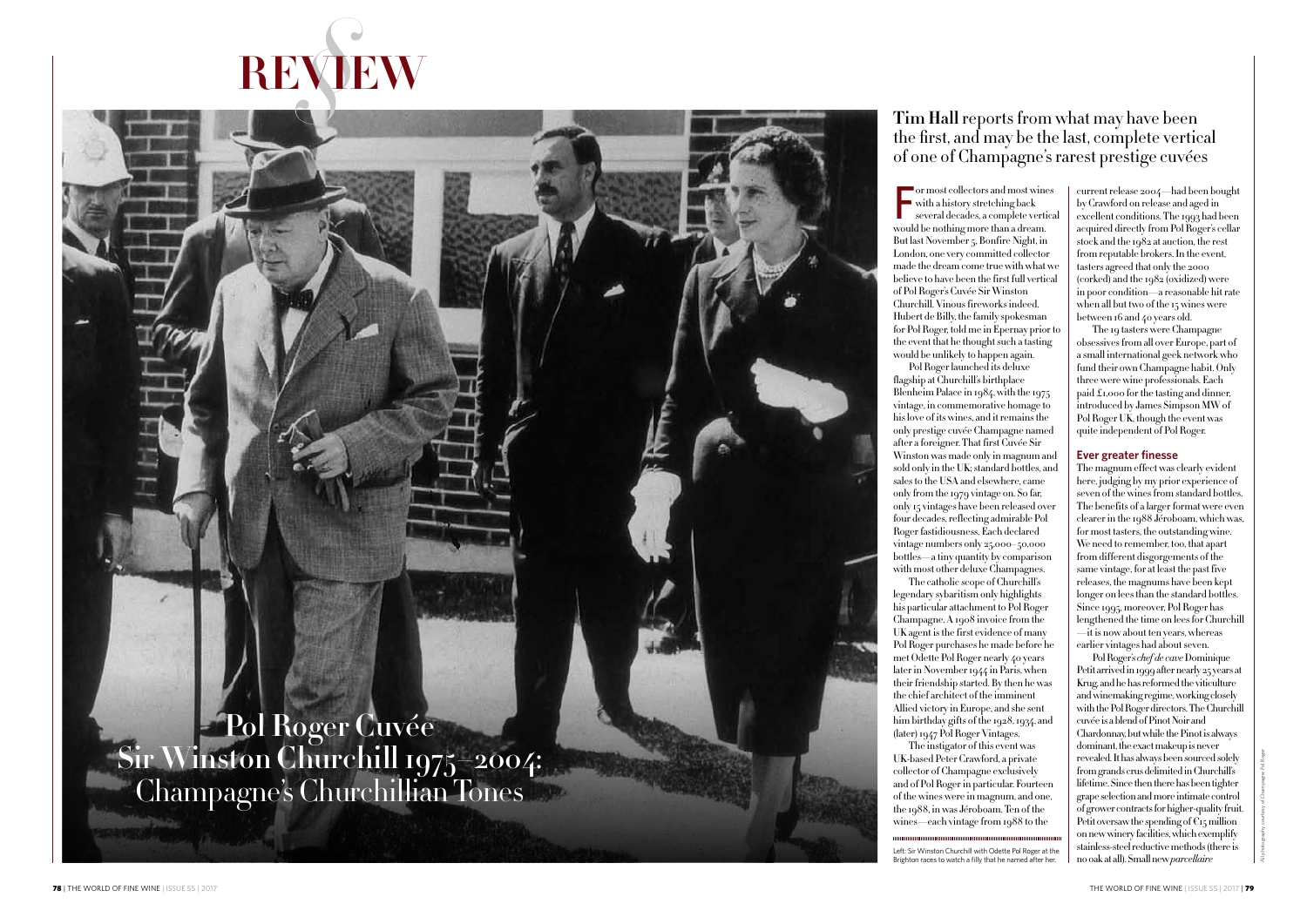# REVIEW

# Pol Roger Cuvée Sir Winston Churchill 1975–2004: Champagne's Churchillian Tones

**Tim Hall** reports from what may have been the first, and may be the last, complete vertical of one of Champagne's rarest prestige cuvées

For most collectors and most wines with a history stretching back several decades, a complete vertical would be nothing more than a dream. But last November 5, Bonfire Night, in London, one very committed collector made the dream come true with what we believe to have been the first full vertical of Pol Roger's Cuvée Sir Winston Churchill. Vinous fireworks indeed. Hubert de Billy, the family spokesman for Pol Roger, told me in Épernay prior to the event that he thought such a tasting would be unlikely to happen again.

Pol Roger launched its deluxe flagship at Churchill's birthplace Blenheim Palace in 1984, with the 1975 vintage, in commemorative homage to his love of its wines, and it remains the only prestige cuvée Champagne named after a foreigner. That first Cuvée Sir Winston was made only in magnum and sold only in the UK; standard bottles, and sales to the USA and elsewhere, came only from the 1979 vintage on. So far, only 15 vintages have been released over four decades, reflecting admirable Pol Roger fastidiousness. Each declared vintage numbers only 25,000–50,000 bottles—a tiny quantity by comparison with most other deluxe Champagnes.

The catholic scope of Churchill's legendary sybaritism only highlights his particular attachment to Pol Roger Champagne. A 1908 invoice from the UK agent is the first evidence of many Pol Roger purchases he made before he met Odette Pol Roger nearly 40 years later in November 1944 in Paris, when their friendship started. By then he was the chief architect of the imminent Allied victory in Europe, and she sent him birthday gifts of the 1928, 1934, and (later) 1947 Pol Roger Vintages.

The instigator of this event was UK-based Peter Crawford, a private collector of Champagne exclusively and of Pol Roger in particular. Fourteen of the wines were in magnum, and one, the 1988, in was Jéroboam. Ten of the wines—each vintage from 1988 to the current release 2004—had been bought by Crawford on release and aged in excellent conditions. The 1993 had been acquired directly from Pol Roger's cellar stock and the 1982 at auction, the rest from reputable brokers. In the event, tasters agreed that only the 2000 (corked) and the 1982 (oxidized) were in poor condition—a reasonable hit rate when all but two of the 15 wines were between 16 and 40 years old.

The 19 tasters were Champagne obsessives from all over Europe, part of a small international geek network who fund their own Champagne habit. Only three were wine professionals. Each paid £1,000 for the tasting and dinner, introduced by James Simpson MW of Pol Roger UK, though the event was quite independent of Pol Roger.

Left: Sir Winston Churchill with Odette Pol Roger at the Brighton races to watch a filly that he named after her.

### Ever greater finesse

The magnum effect was clearly evident here, judging by my prior experience of seven of the wines from standard bottles. The benefits of a larger format were even clearer in the 1988 Jéroboam, which was, for most tasters, the outstanding wine. We need to remember, too, that apart from different disgorgements of the same vintage, for at least the past five releases, the magnums have been kept longer on lees than the standard bottles. Since 1995, moreover, Pol Roger has lengthened the time on lees for Churchill—it is now about ten years, whereas earlier vintages had about seven.

Pol Roger's *chef de cave* Dominique Petit arrived in 1999 after nearly 25 years at Krug, and he has reformed the viticulture and winemaking regime, working closely with the Pol Roger directors. The Churchill cuvée is a blend of Pinot Noir and Chardonnay, but while the Pinot is always dominant, the exact makeup is never revealed. It has always been sourced solely from grands crus delimited in Churchill's lifetime. Since then there has been tighter grape selection and more intimate control of grower contracts for higher-quality fruit. Petit oversaw the spending of €15 million on new winery facilities, which exemplify stainless-steel reductive methods (there is no oak at all). Small new *parcellaire*

All photography courtesy of Champagne Pol Roger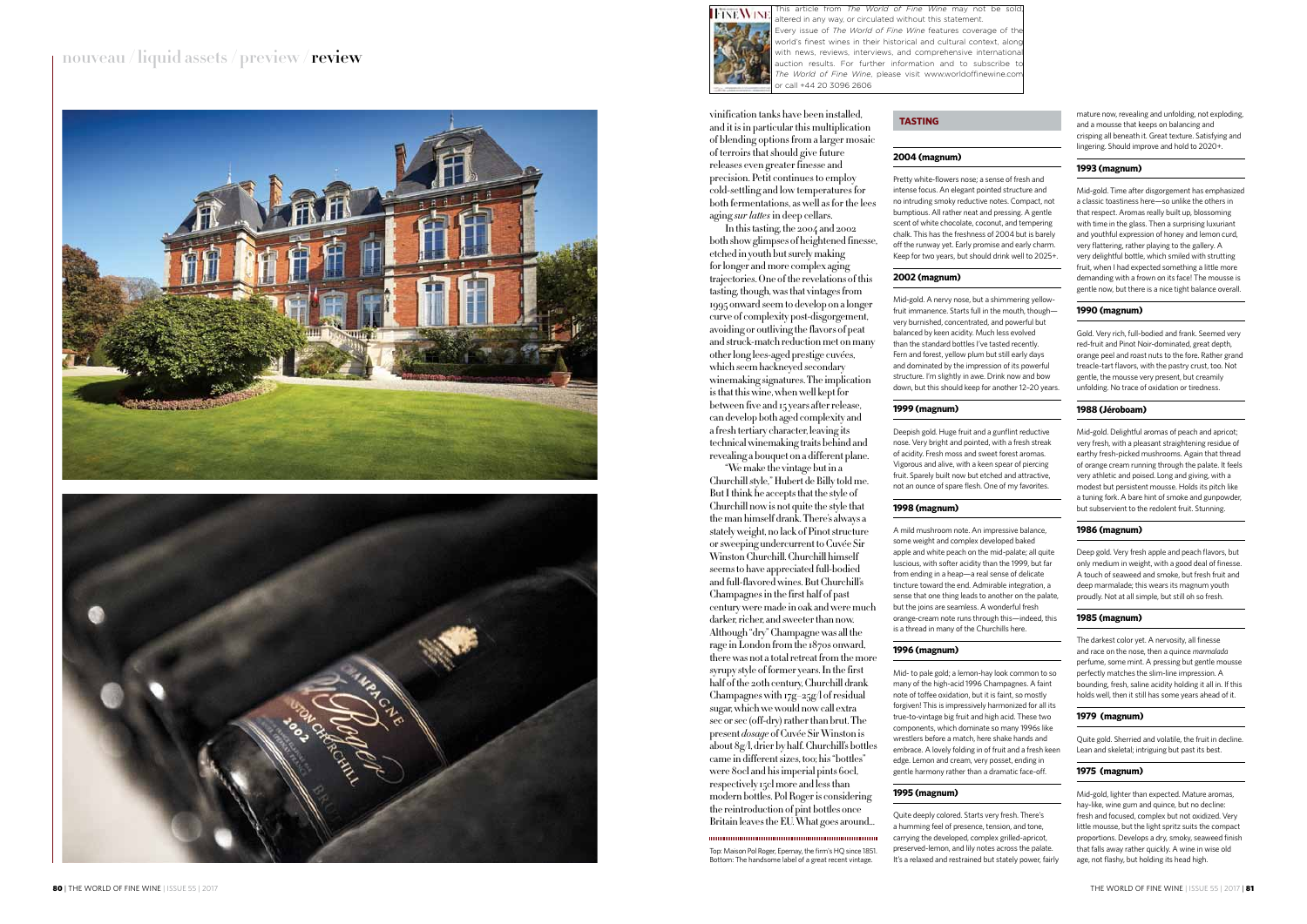This article from *The World of Fine Wine* may not be sold, altered in any way, or circulated without this statement. Every issue of *The World of Fine Wine* features coverage of the world's finest wines in their historical and cultural context, along with news, reviews, interviews, and comprehensive international auction results. For further information and to subscribe to *The World of Fine Wine*, please visit www.worldoffinewine.com or call +44 20 3096 2606

vinification tanks have been installed, and it is in particular this multiplication of blending options from a larger mosaic of terroirs that should give future releases even greater finesse and precision. Petit continues to employ cold-settling and low temperatures for both fermentations, as well as for the lees aging *sur lattes* in deep cellars.

In this tasting, the 2004 and 2002 both show glimpses of heightened finesse, etched in youth but surely making for longer and more complex aging trajectories. One of the revelations of this tasting, though, was that vintages from 1995 onward seem to develop on a longer curve of complexity post-disgorgement, avoiding or outliving the flavors of peat and struck-match reduction met on many other long lees-aged prestige cuvées, which seem hackneyed secondary winemaking signatures. The implication is that this wine, when well kept for between five and 15 years after release, can develop both aged complexity and a fresh tertiary character, leaving its technical winemaking traits behind and revealing a bouquet on a different plane.

"We make the vintage but in a Churchill style," Hubert de Billy told me. But I think he accepts that the style of Churchill now is not quite the style that the man himself drank. There's always a stately weight, no lack of Pinot structure or sweeping undercurrent to Cuvée Sir Winston Churchill. Churchill himself seems to have appreciated full-bodied and full-flavored wines. But Churchill's Champagnes in the first half of past century were made in oak and were much darker, richer, and sweeter than now. Although "dry" Champagne was all the rage in London from the 1870s onward, there was not a total retreat from the more syrupy style of former years. In the first half of the 20th century, Churchill drank Champagnes with 17g–25g/l of residual sugar, which we would now call extra sec or sec (off-dry) rather than brut. The present *dosage* of Cuvée Sir Winston is about 8g/l, drier by half. Churchill's bottles came in different sizes, too; his "bottles" were 80cl and his imperial pints 60cl, respectively 15cl more and less than modern bottles. Pol Roger is considering the reintroduction of pint bottles once Britain leaves the EU. What goes around...

Top: Maison Pol Roger, Epernay, the firm's HQ since 1851. Bottom: The handsome label of a great recent vintage.

## TASTING

### 2004 (magnum)

Pretty white-flowers nose; a sense of fresh and intense focus. An elegant pointed structure and no intruding smoky reductive notes. Compact, not bumptious. All rather neat and pressing. A gentle scent of white chocolate, coconut, and tempering chalk. This has the freshness of 2004 but is barely off the runway yet. Early promise and early charm. Keep for two years, but should drink well to 2025+.

### 2002 (magnum)

Mid-gold. A nervy nose, but a shimmering yellow-fruit immanence. Starts full in the mouth, though—very burnished, concentrated, and powerful but balanced by keen acidity. Much less evolved than the standard bottles I've tasted recently. Fern and forest, yellow plum but still early days and dominated by the impression of its powerful structure. I'm slightly in awe. Drink now and bow down, but this should keep for another 12–20 years.

### 1999 (magnum)

Deepish gold. Huge fruit and a gunflint reductive nose. Very bright and pointed, with a fresh streak of acidity. Fresh moss and sweet forest aromas. Vigorous and alive, with a keen spear of piercing fruit. Sparely built now but etched and attractive, not an ounce of spare flesh. One of my favorites.

### 1998 (magnum)

A mild mushroom note. An impressive balance, some weight and complex developed baked apple and white peach on the mid-palate; all quite luscious, with softer acidity than the 1999, but far from ending in a heap—a real sense of delicate tincture toward the end. Admirable integration, a sense that one thing leads to another on the palate, but the joins are seamless. A wonderful fresh orange-cream note runs through this—indeed, this is a thread in many of the Churchills here.

### 1996 (magnum)

Mid- to pale gold; a lemon-hay look common to so many of the high-acid 1996 Champagnes. A faint note of toffee oxidation, but it is faint, so mostly forgiven! This is impressively harmonized for all its true-to-vintage big fruit and high acid. These two components, which dominate so many 1996s like wrestlers before a match, here shake hands and embrace. A lovely folding in of fruit and a fresh keen edge. Lemon and cream, very posset, ending in gentle harmony rather than a dramatic face-off.

### 1995 (magnum)

Quite deeply colored. Starts very fresh. There's a humming feel of presence, tension, and tone, carrying the developed, complex grilled-apricot, preserved-lemon, and lily notes across the palate. It's a relaxed and restrained but stately power, fairly mature now, revealing and unfolding, not exploding, and a mousse that keeps on balancing and crisping all beneath it. Great texture. Satisfying and lingering. Should improve and hold to 2020+.

### 1993 (magnum)

Mid-gold. Time after disgorgement has emphasized a classic toastiness here—so unlike the others in that respect. Aromas really built up, blossoming with time in the glass. Then a surprising luxuriant and youthful expression of honey and lemon curd, very flattering, rather playing to the gallery. A very delightful bottle, which smiled with strutting fruit, when I had expected something a little more demanding with a frown on its face! The mousse is gentle now, but there is a nice tight balance overall.

### 1990 (magnum)

Gold. Very rich, full-bodied and frank. Seemed very red-fruit and Pinot Noir-dominated, great depth, orange peel and roast nuts to the fore. Rather grand treacle-tart flavors, with the pastry crust, too. Not gentle, the mousse very present, but creamily unfolding. No trace of oxidation or tiredness.

### 1988 (Jéroboam)

Mid-gold. Delightful aromas of peach and apricot; very fresh, with a pleasant straightening residue of earthy fresh-picked mushrooms. Again that thread of orange cream running through the palate. It feels very athletic and poised. Long and giving, with a modest but persistent mousse. Holds its pitch like a tuning fork. A bare hint of smoke and gunpowder, but subservient to the redolent fruit. Stunning.

### 1986 (magnum)

Deep gold. Very fresh apple and peach flavors, but only medium in weight, with a good deal of finesse. A touch of seaweed and smoke, but fresh fruit and deep marmalade; this wears its magnum youth proudly. Not at all simple, but still oh so fresh.

### 1985 (magnum)

The darkest color yet. A nervosity, all finesse and race on the nose, then a quince *marmalada* perfume, some mint. A pressing but gentle mousse perfectly matches the slim-line impression. A bounding, fresh, saline acidity holding it all in. If this holds well, then it still has some years ahead of it.

### 1979 (magnum)

Quite gold. Sherried and volatile, the fruit in decline. Lean and skeletal; intriguing but past its best.

### 1975 (magnum)

Mid-gold, lighter than expected. Mature aromas, hay-like, wine gum and quince, but no decline: fresh and focused, complex but not oxidized. Very little mousse, but the light spritz suits the compact proportions. Develops a dry, smoky, seaweed finish that falls away rather quickly. A wine in wise old age, not flashy, but holding its head high.